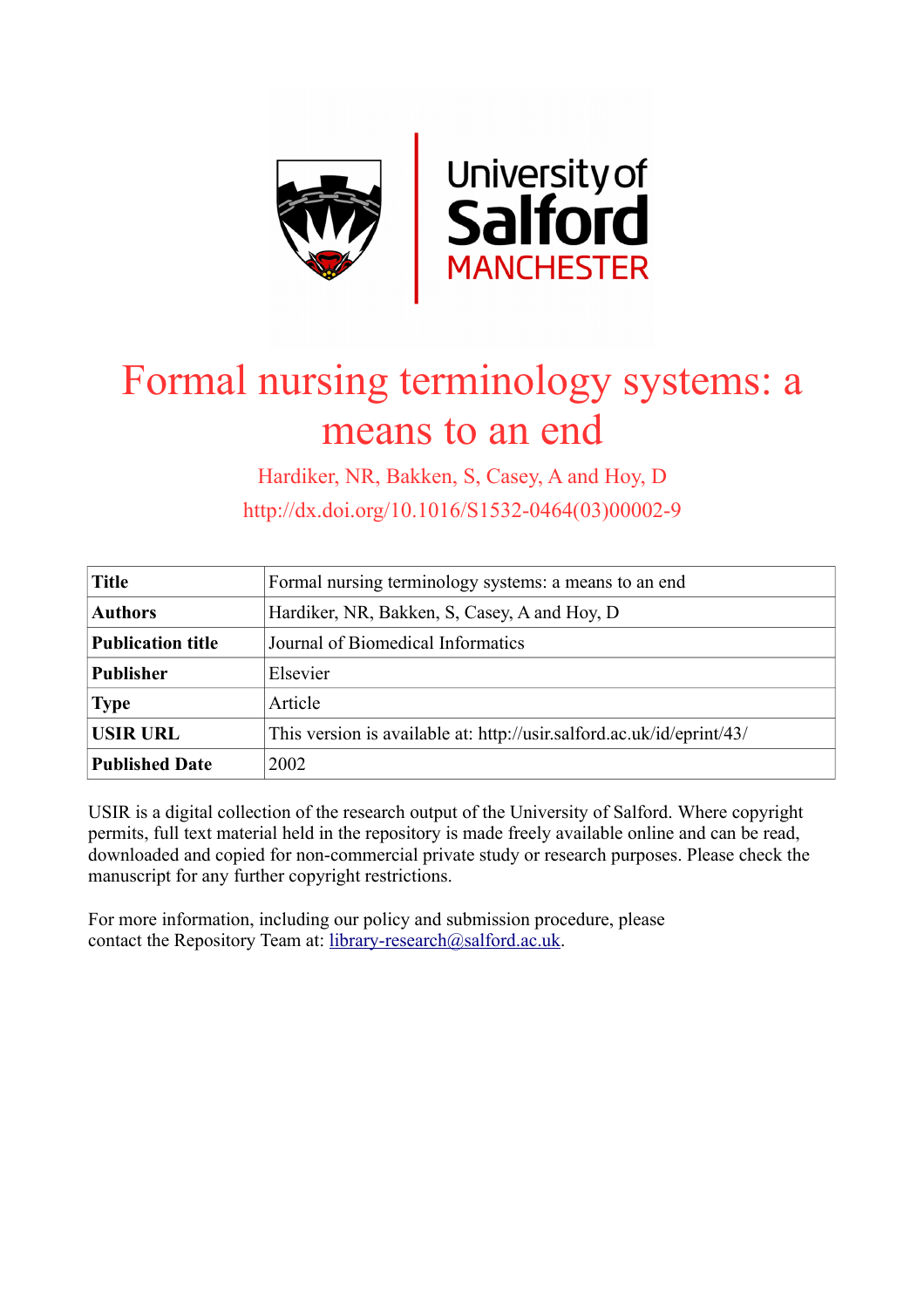# Formal nursing terminology systems: a means to an end

Hardiker, NR, Bakken, S, Casey, A and Hoy, D

http://dx.doi.org/10.1016/S1532-0464(03)00002-9

| **Title** | Formal nursing terminology systems: a means to an end |
|---|---|
| **Authors** | Hardiker, NR, Bakken, S, Casey, A and Hoy, D |
| **Publication title** | Journal of Biomedical Informatics |
| **Publisher** | Elsevier |
| **Type** | Article |
| **USIR URL** | This version is available at: http://usir.salford.ac.uk/id/eprint/43/ |
| **Published Date** | 2002 |

USIR is a digital collection of the research output of the University of Salford. Where copyright permits, full text material held in the repository is made freely available online and can be read, downloaded and copied for non-commercial private study or research purposes. Please check the manuscript for any further copyright restrictions.

For more information, including our policy and submission procedure, please contact the Repository Team at: library-research@salford.ac.uk.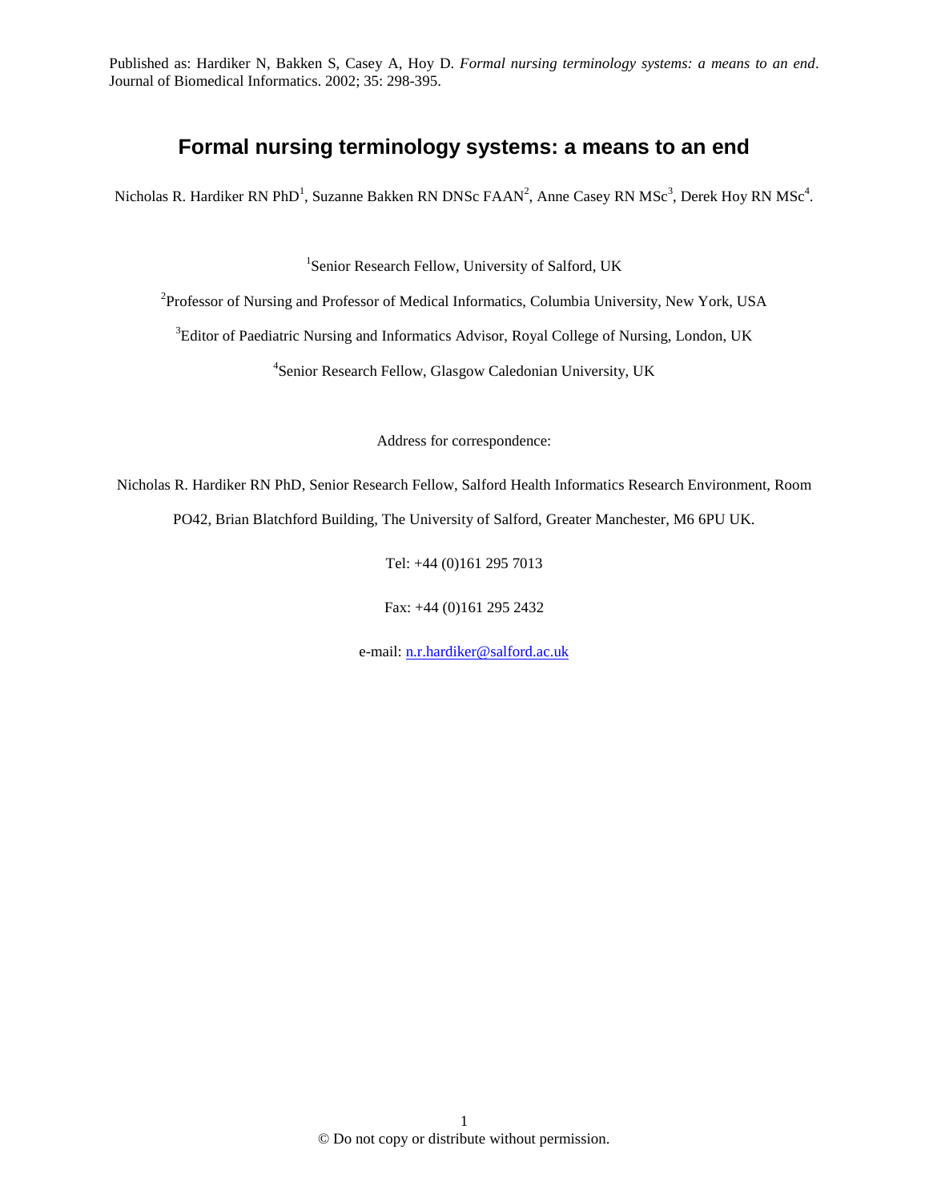Published as: Hardiker N, Bakken S, Casey A, Hoy D. *Formal nursing terminology systems: a means to an end*. Journal of Biomedical Informatics. 2002; 35: 298-395.

# Formal nursing terminology systems: a means to an end

Nicholas R. Hardiker RN PhD[1], Suzanne Bakken RN DNSc FAAN[2], Anne Casey RN MSc[3], Derek Hoy RN MSc[4].

[1]Senior Research Fellow, University of Salford, UK

[2]Professor of Nursing and Professor of Medical Informatics, Columbia University, New York, USA

[3]Editor of Paediatric Nursing and Informatics Advisor, Royal College of Nursing, London, UK

[4]Senior Research Fellow, Glasgow Caledonian University, UK

Address for correspondence:

Nicholas R. Hardiker RN PhD, Senior Research Fellow, Salford Health Informatics Research Environment, Room PO42, Brian Blatchford Building, The University of Salford, Greater Manchester, M6 6PU UK.

Tel: +44 (0)161 295 7013

Fax: +44 (0)161 295 2432

e-mail: n.r.hardiker@salford.ac.uk

© Do not copy or distribute without permission.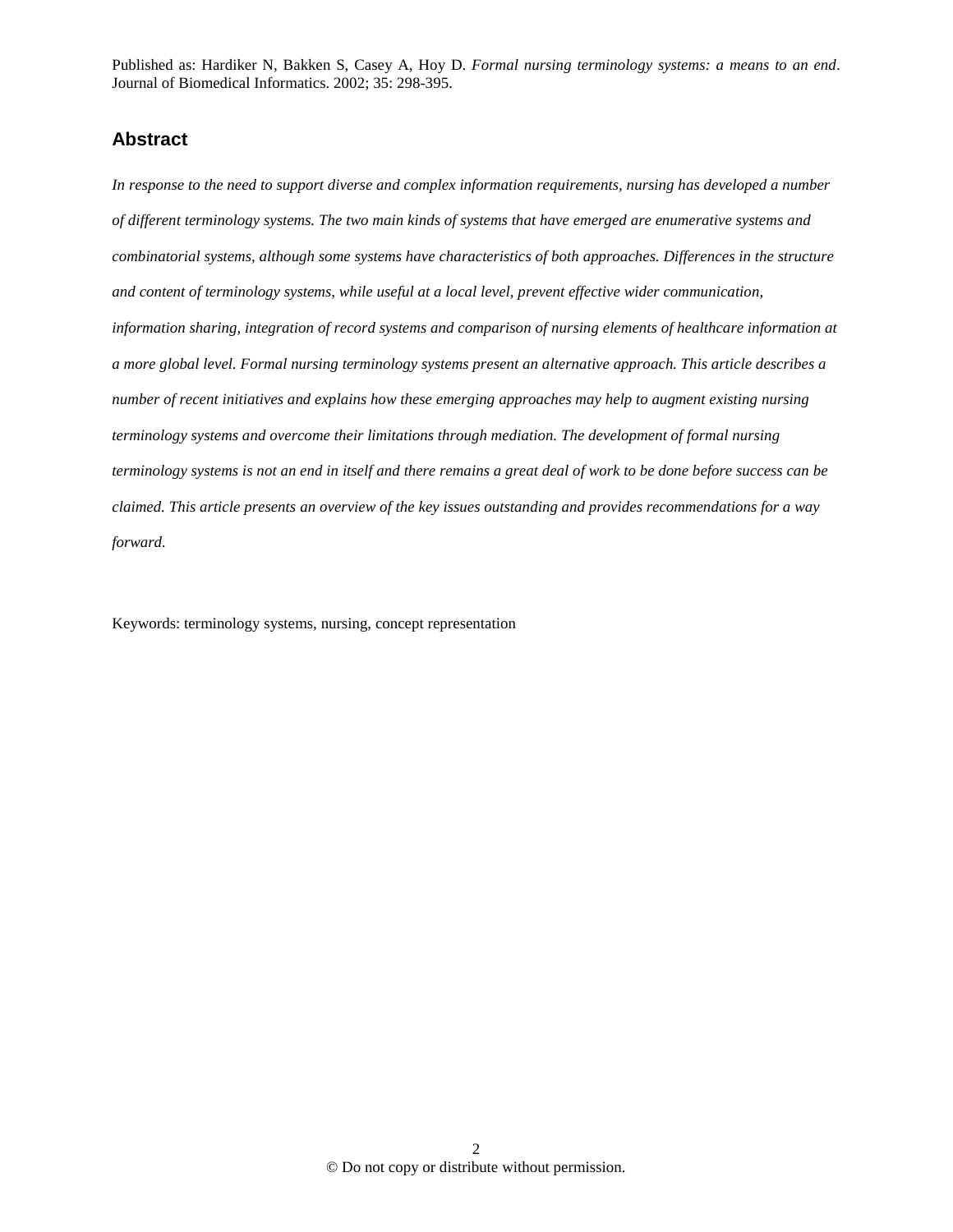Published as: Hardiker N, Bakken S, Casey A, Hoy D. *Formal nursing terminology systems: a means to an end*. Journal of Biomedical Informatics. 2002; 35: 298-395.

## Abstract

*In response to the need to support diverse and complex information requirements, nursing has developed a number of different terminology systems. The two main kinds of systems that have emerged are enumerative systems and combinatorial systems, although some systems have characteristics of both approaches. Differences in the structure and content of terminology systems, while useful at a local level, prevent effective wider communication, information sharing, integration of record systems and comparison of nursing elements of healthcare information at a more global level. Formal nursing terminology systems present an alternative approach. This article describes a number of recent initiatives and explains how these emerging approaches may help to augment existing nursing terminology systems and overcome their limitations through mediation. The development of formal nursing terminology systems is not an end in itself and there remains a great deal of work to be done before success can be claimed. This article presents an overview of the key issues outstanding and provides recommendations for a way forward.*

Keywords: terminology systems, nursing, concept representation

© Do not copy or distribute without permission.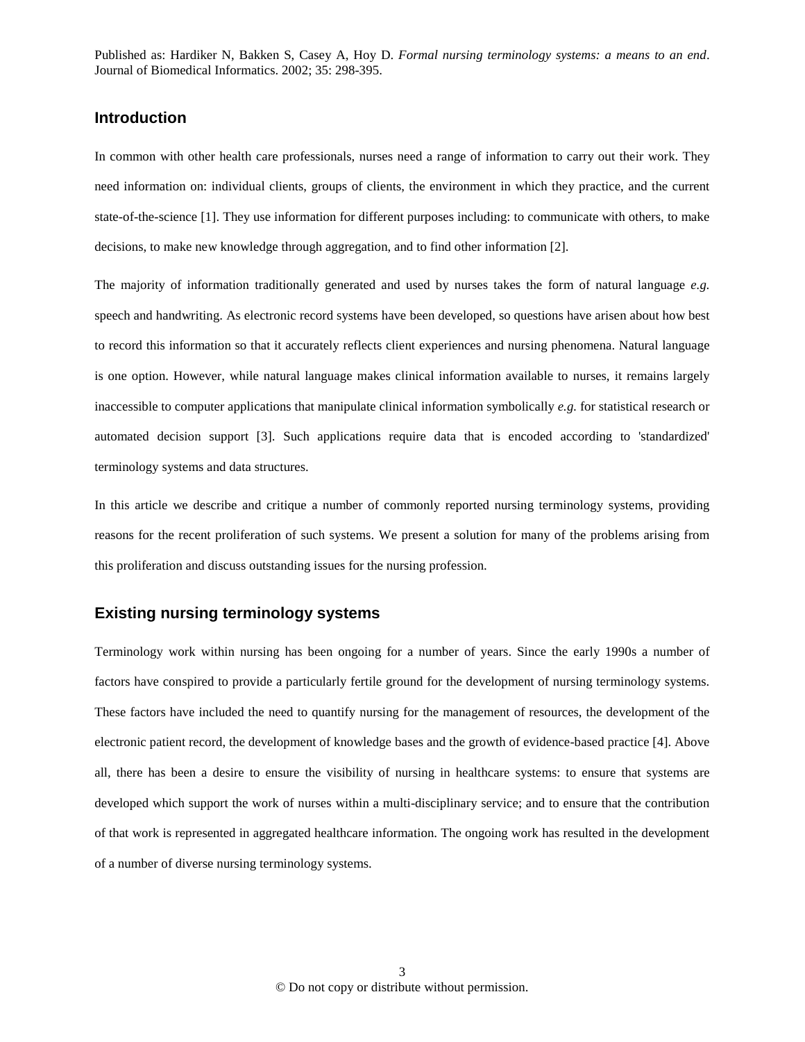Published as: Hardiker N, Bakken S, Casey A, Hoy D. *Formal nursing terminology systems: a means to an end*. Journal of Biomedical Informatics. 2002; 35: 298-395.

## Introduction

In common with other health care professionals, nurses need a range of information to carry out their work. They need information on: individual clients, groups of clients, the environment in which they practice, and the current state-of-the-science [1]. They use information for different purposes including: to communicate with others, to make decisions, to make new knowledge through aggregation, and to find other information [2].

The majority of information traditionally generated and used by nurses takes the form of natural language *e.g.* speech and handwriting. As electronic record systems have been developed, so questions have arisen about how best to record this information so that it accurately reflects client experiences and nursing phenomena. Natural language is one option. However, while natural language makes clinical information available to nurses, it remains largely inaccessible to computer applications that manipulate clinical information symbolically *e.g.* for statistical research or automated decision support [3]. Such applications require data that is encoded according to 'standardized' terminology systems and data structures.

In this article we describe and critique a number of commonly reported nursing terminology systems, providing reasons for the recent proliferation of such systems. We present a solution for many of the problems arising from this proliferation and discuss outstanding issues for the nursing profession.

## Existing nursing terminology systems

Terminology work within nursing has been ongoing for a number of years. Since the early 1990s a number of factors have conspired to provide a particularly fertile ground for the development of nursing terminology systems. These factors have included the need to quantify nursing for the management of resources, the development of the electronic patient record, the development of knowledge bases and the growth of evidence-based practice [4]. Above all, there has been a desire to ensure the visibility of nursing in healthcare systems: to ensure that systems are developed which support the work of nurses within a multi-disciplinary service; and to ensure that the contribution of that work is represented in aggregated healthcare information. The ongoing work has resulted in the development of a number of diverse nursing terminology systems.

© Do not copy or distribute without permission.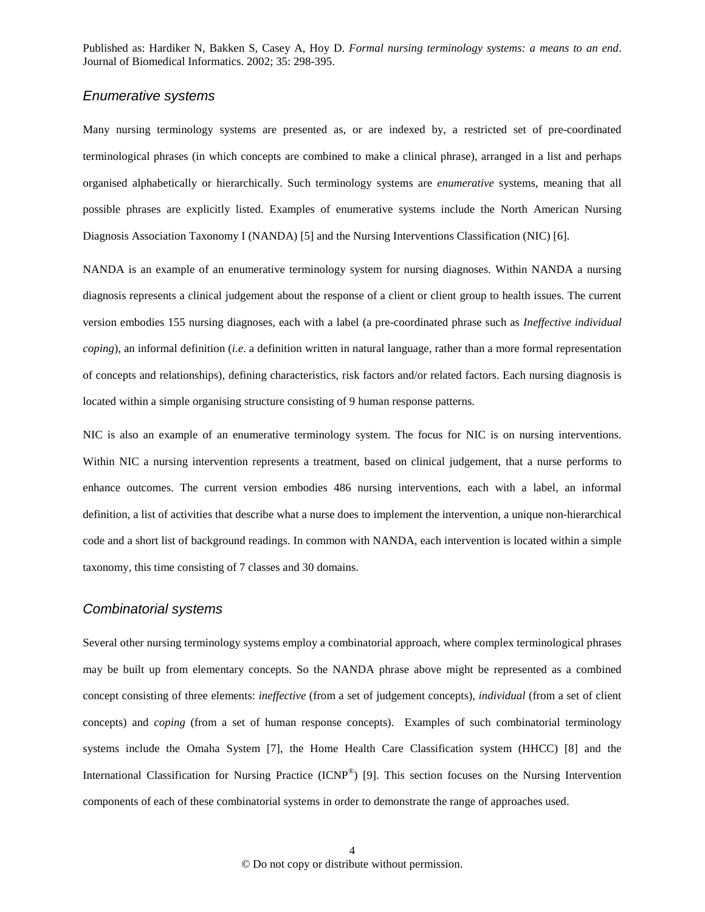### *Enumerative systems*

Many nursing terminology systems are presented as, or are indexed by, a restricted set of pre-coordinated terminological phrases (in which concepts are combined to make a clinical phrase), arranged in a list and perhaps organised alphabetically or hierarchically. Such terminology systems are *enumerative* systems, meaning that all possible phrases are explicitly listed. Examples of enumerative systems include the North American Nursing Diagnosis Association Taxonomy I (NANDA) [5] and the Nursing Interventions Classification (NIC) [6].

NANDA is an example of an enumerative terminology system for nursing diagnoses. Within NANDA a nursing diagnosis represents a clinical judgement about the response of a client or client group to health issues. The current version embodies 155 nursing diagnoses, each with a label (a pre-coordinated phrase such as *Ineffective individual coping*), an informal definition (*i.e*. a definition written in natural language, rather than a more formal representation of concepts and relationships), defining characteristics, risk factors and/or related factors. Each nursing diagnosis is located within a simple organising structure consisting of 9 human response patterns.

NIC is also an example of an enumerative terminology system. The focus for NIC is on nursing interventions. Within NIC a nursing intervention represents a treatment, based on clinical judgement, that a nurse performs to enhance outcomes. The current version embodies 486 nursing interventions, each with a label, an informal definition, a list of activities that describe what a nurse does to implement the intervention, a unique non-hierarchical code and a short list of background readings. In common with NANDA, each intervention is located within a simple taxonomy, this time consisting of 7 classes and 30 domains.

### *Combinatorial systems*

Several other nursing terminology systems employ a combinatorial approach, where complex terminological phrases may be built up from elementary concepts. So the NANDA phrase above might be represented as a combined concept consisting of three elements: *ineffective* (from a set of judgement concepts), *individual* (from a set of client concepts) and *coping* (from a set of human response concepts). Examples of such combinatorial terminology systems include the Omaha System [7], the Home Health Care Classification system (HHCC) [8] and the International Classification for Nursing Practice (ICNP®) [9]. This section focuses on the Nursing Intervention components of each of these combinatorial systems in order to demonstrate the range of approaches used.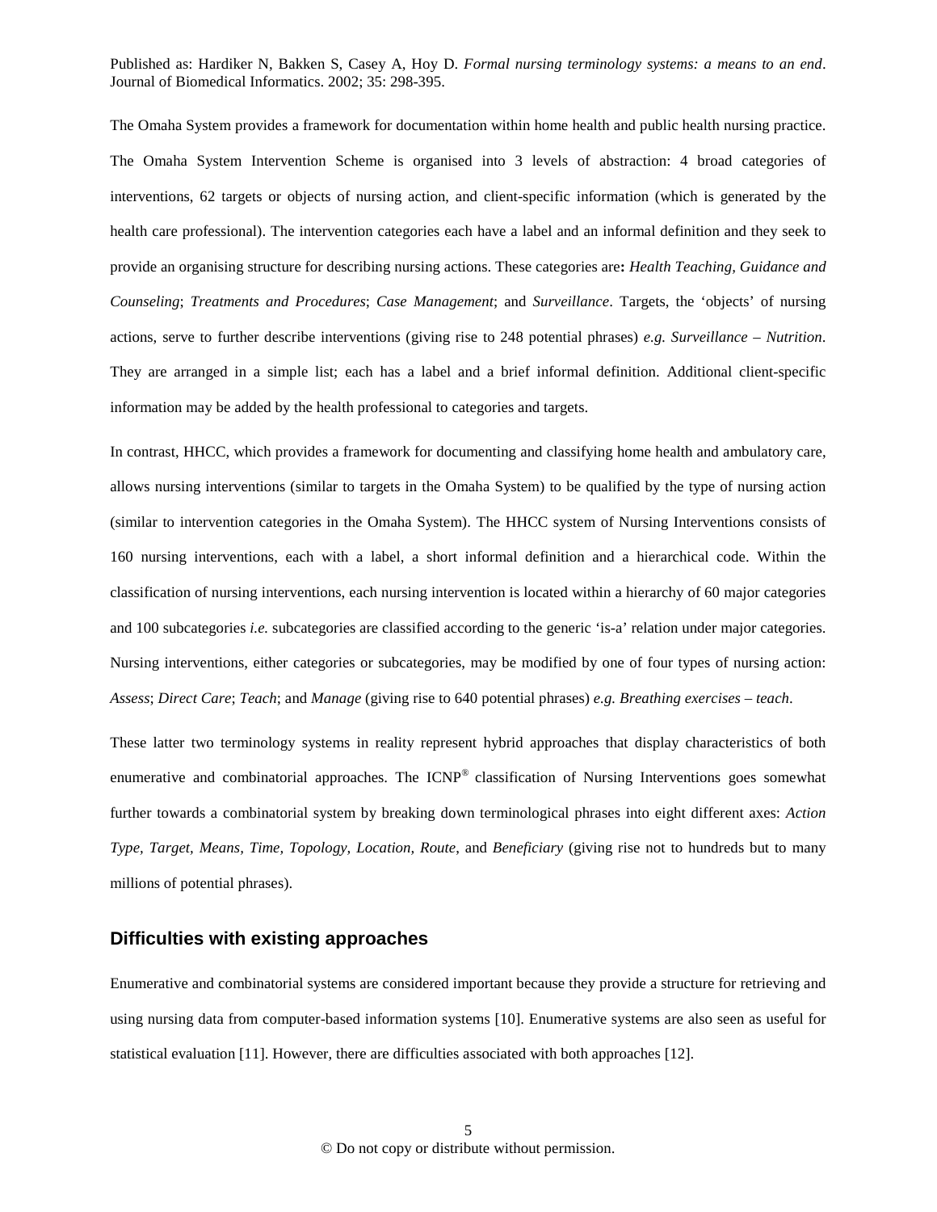The Omaha System provides a framework for documentation within home health and public health nursing practice. The Omaha System Intervention Scheme is organised into 3 levels of abstraction: 4 broad categories of interventions, 62 targets or objects of nursing action, and client-specific information (which is generated by the health care professional). The intervention categories each have a label and an informal definition and they seek to provide an organising structure for describing nursing actions. These categories are**:** *Health Teaching, Guidance and Counseling*; *Treatments and Procedures*; *Case Management*; and *Surveillance*. Targets, the 'objects' of nursing actions, serve to further describe interventions (giving rise to 248 potential phrases) *e.g. Surveillance – Nutrition*. They are arranged in a simple list; each has a label and a brief informal definition. Additional client-specific information may be added by the health professional to categories and targets.

In contrast, HHCC, which provides a framework for documenting and classifying home health and ambulatory care, allows nursing interventions (similar to targets in the Omaha System) to be qualified by the type of nursing action (similar to intervention categories in the Omaha System). The HHCC system of Nursing Interventions consists of 160 nursing interventions, each with a label, a short informal definition and a hierarchical code. Within the classification of nursing interventions, each nursing intervention is located within a hierarchy of 60 major categories and 100 subcategories *i.e.* subcategories are classified according to the generic 'is-a' relation under major categories. Nursing interventions, either categories or subcategories, may be modified by one of four types of nursing action: *Assess*; *Direct Care*; *Teach*; and *Manage* (giving rise to 640 potential phrases) *e.g. Breathing exercises – teach*.

These latter two terminology systems in reality represent hybrid approaches that display characteristics of both enumerative and combinatorial approaches. The ICNP® classification of Nursing Interventions goes somewhat further towards a combinatorial system by breaking down terminological phrases into eight different axes: *Action Type, Target, Means, Time, Topology, Location, Route*, and *Beneficiary* (giving rise not to hundreds but to many millions of potential phrases).

## Difficulties with existing approaches

Enumerative and combinatorial systems are considered important because they provide a structure for retrieving and using nursing data from computer-based information systems [10]. Enumerative systems are also seen as useful for statistical evaluation [11]. However, there are difficulties associated with both approaches [12].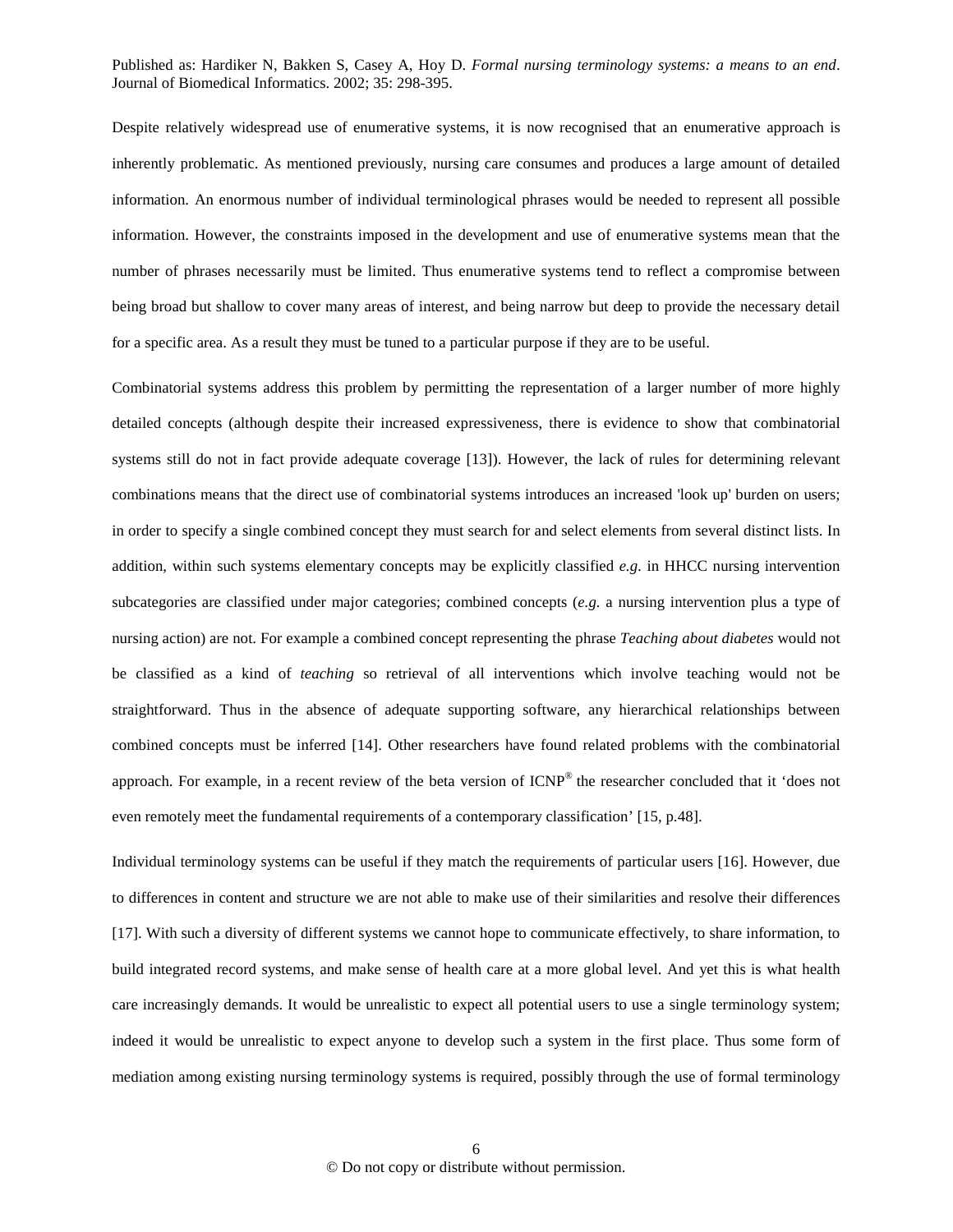Despite relatively widespread use of enumerative systems, it is now recognised that an enumerative approach is inherently problematic. As mentioned previously, nursing care consumes and produces a large amount of detailed information. An enormous number of individual terminological phrases would be needed to represent all possible information. However, the constraints imposed in the development and use of enumerative systems mean that the number of phrases necessarily must be limited. Thus enumerative systems tend to reflect a compromise between being broad but shallow to cover many areas of interest, and being narrow but deep to provide the necessary detail for a specific area. As a result they must be tuned to a particular purpose if they are to be useful.

Combinatorial systems address this problem by permitting the representation of a larger number of more highly detailed concepts (although despite their increased expressiveness, there is evidence to show that combinatorial systems still do not in fact provide adequate coverage [13]). However, the lack of rules for determining relevant combinations means that the direct use of combinatorial systems introduces an increased 'look up' burden on users; in order to specify a single combined concept they must search for and select elements from several distinct lists. In addition, within such systems elementary concepts may be explicitly classified *e.g.* in HHCC nursing intervention subcategories are classified under major categories; combined concepts (*e.g.* a nursing intervention plus a type of nursing action) are not. For example a combined concept representing the phrase *Teaching about diabetes* would not be classified as a kind of *teaching* so retrieval of all interventions which involve teaching would not be straightforward. Thus in the absence of adequate supporting software, any hierarchical relationships between combined concepts must be inferred [14]. Other researchers have found related problems with the combinatorial approach. For example, in a recent review of the beta version of ICNP® the researcher concluded that it 'does not even remotely meet the fundamental requirements of a contemporary classification' [15, p.48].

Individual terminology systems can be useful if they match the requirements of particular users [16]. However, due to differences in content and structure we are not able to make use of their similarities and resolve their differences [17]. With such a diversity of different systems we cannot hope to communicate effectively, to share information, to build integrated record systems, and make sense of health care at a more global level. And yet this is what health care increasingly demands. It would be unrealistic to expect all potential users to use a single terminology system; indeed it would be unrealistic to expect anyone to develop such a system in the first place. Thus some form of mediation among existing nursing terminology systems is required, possibly through the use of formal terminology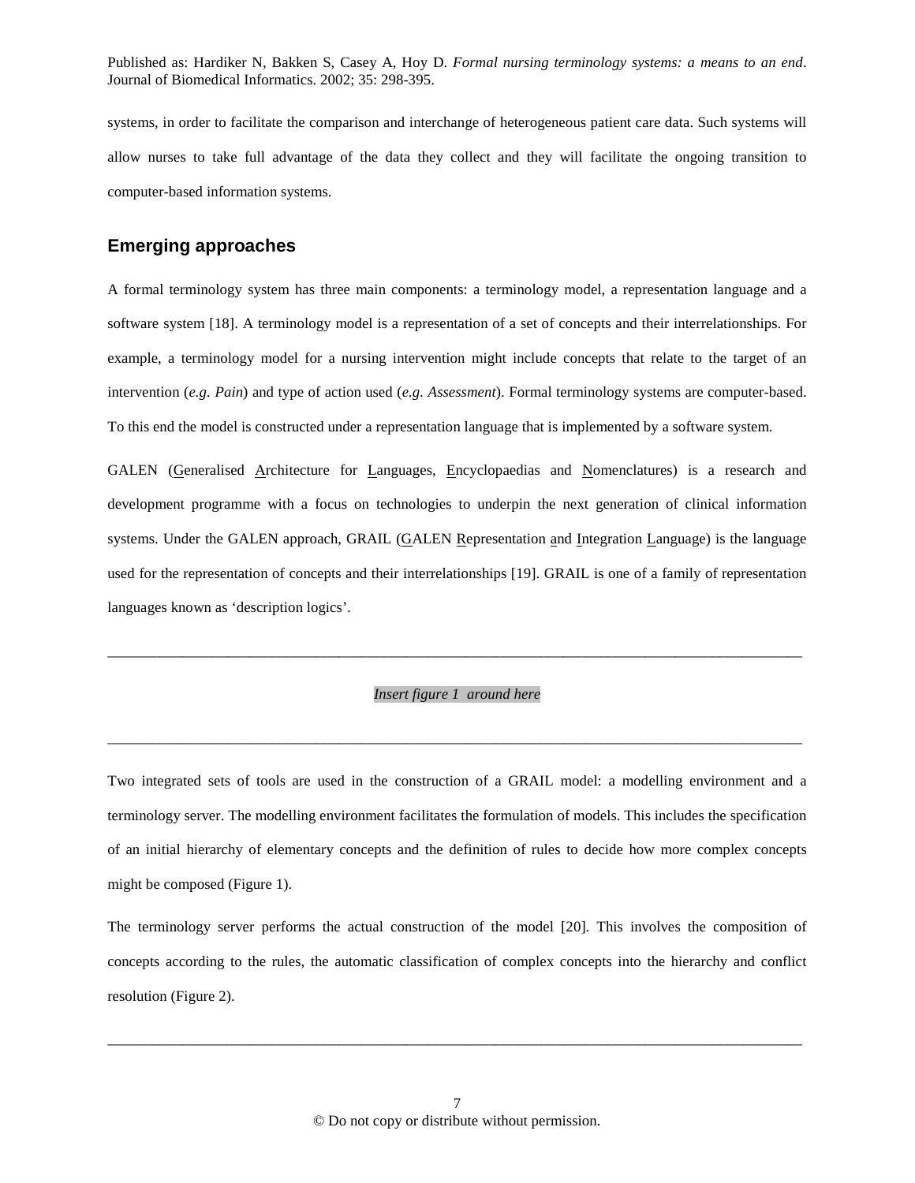systems, in order to facilitate the comparison and interchange of heterogeneous patient care data. Such systems will allow nurses to take full advantage of the data they collect and they will facilitate the ongoing transition to computer-based information systems.

## Emerging approaches

A formal terminology system has three main components: a terminology model, a representation language and a software system [18]. A terminology model is a representation of a set of concepts and their interrelationships. For example, a terminology model for a nursing intervention might include concepts that relate to the target of an intervention (*e.g. Pain*) and type of action used (*e.g. Assessment*). Formal terminology systems are computer-based. To this end the model is constructed under a representation language that is implemented by a software system.

GALEN (Generalised Architecture for Languages, Encyclopaedias and Nomenclatures) is a research and development programme with a focus on technologies to underpin the next generation of clinical information systems. Under the GALEN approach, GRAIL (GALEN Representation and Integration Language) is the language used for the representation of concepts and their interrelationships [19]. GRAIL is one of a family of representation languages known as 'description logics'.

---

*Insert figure 1 around here*

---

Two integrated sets of tools are used in the construction of a GRAIL model: a modelling environment and a terminology server. The modelling environment facilitates the formulation of models. This includes the specification of an initial hierarchy of elementary concepts and the definition of rules to decide how more complex concepts might be composed (Figure 1).

The terminology server performs the actual construction of the model [20]. This involves the composition of concepts according to the rules, the automatic classification of complex concepts into the hierarchy and conflict resolution (Figure 2).

---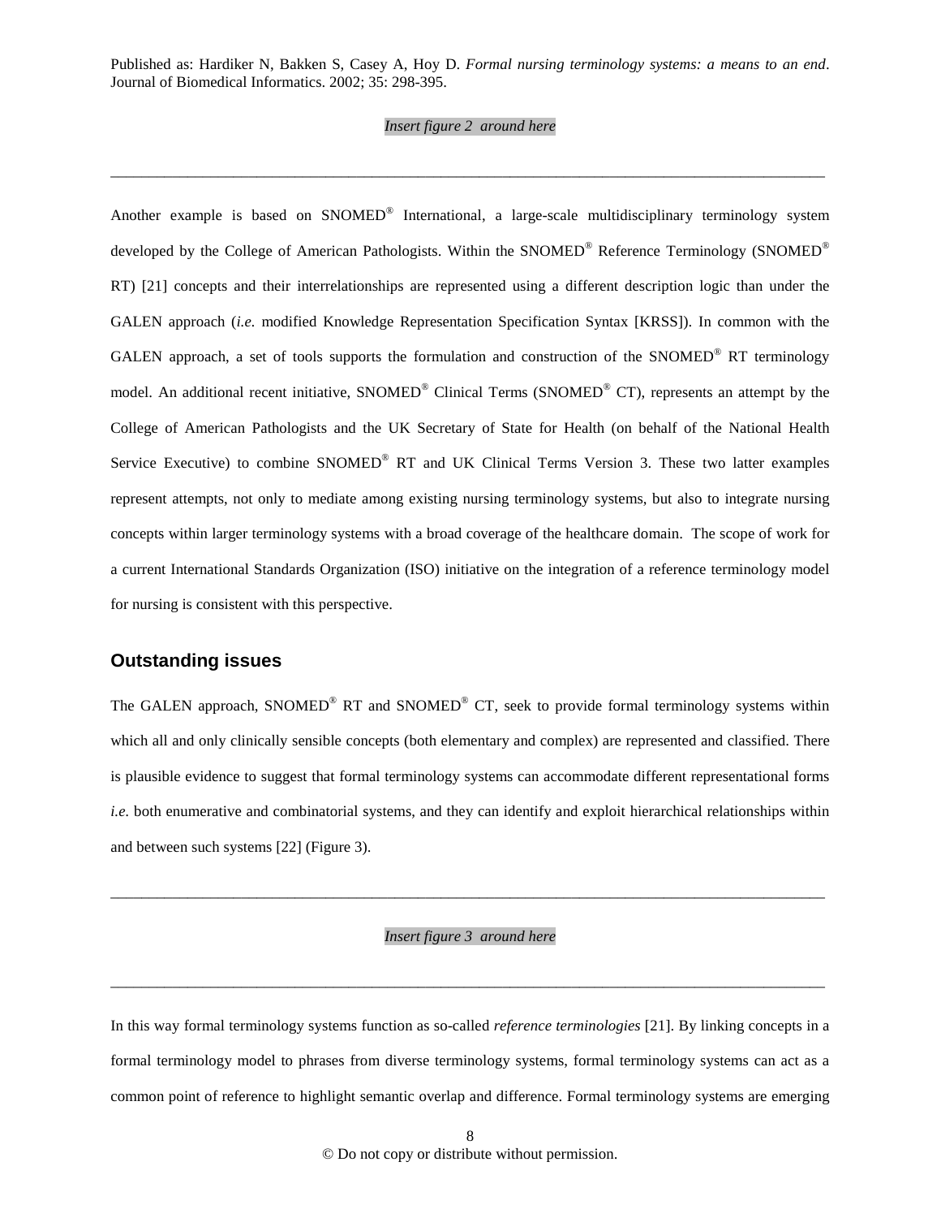*Insert figure 2 around here*

---

Another example is based on SNOMED® International, a large-scale multidisciplinary terminology system developed by the College of American Pathologists. Within the SNOMED® Reference Terminology (SNOMED® RT) [21] concepts and their interrelationships are represented using a different description logic than under the GALEN approach (*i.e.* modified Knowledge Representation Specification Syntax [KRSS]). In common with the GALEN approach, a set of tools supports the formulation and construction of the SNOMED® RT terminology model. An additional recent initiative, SNOMED® Clinical Terms (SNOMED® CT), represents an attempt by the College of American Pathologists and the UK Secretary of State for Health (on behalf of the National Health Service Executive) to combine SNOMED® RT and UK Clinical Terms Version 3. These two latter examples represent attempts, not only to mediate among existing nursing terminology systems, but also to integrate nursing concepts within larger terminology systems with a broad coverage of the healthcare domain. The scope of work for a current International Standards Organization (ISO) initiative on the integration of a reference terminology model for nursing is consistent with this perspective.

## Outstanding issues

The GALEN approach, SNOMED® RT and SNOMED® CT, seek to provide formal terminology systems within which all and only clinically sensible concepts (both elementary and complex) are represented and classified. There is plausible evidence to suggest that formal terminology systems can accommodate different representational forms *i.e.* both enumerative and combinatorial systems, and they can identify and exploit hierarchical relationships within and between such systems [22] (Figure 3).

---

*Insert figure 3 around here*

---

In this way formal terminology systems function as so-called *reference terminologies* [21]. By linking concepts in a formal terminology model to phrases from diverse terminology systems, formal terminology systems can act as a common point of reference to highlight semantic overlap and difference. Formal terminology systems are emerging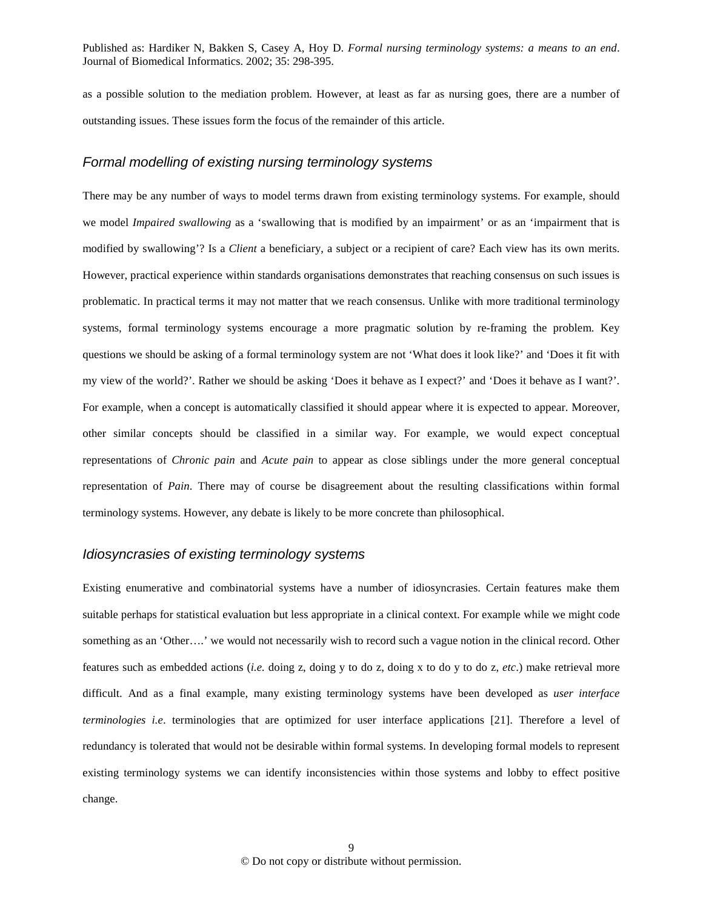as a possible solution to the mediation problem. However, at least as far as nursing goes, there are a number of outstanding issues. These issues form the focus of the remainder of this article.

### *Formal modelling of existing nursing terminology systems*

There may be any number of ways to model terms drawn from existing terminology systems. For example, should we model *Impaired swallowing* as a 'swallowing that is modified by an impairment' or as an 'impairment that is modified by swallowing'? Is a *Client* a beneficiary, a subject or a recipient of care? Each view has its own merits. However, practical experience within standards organisations demonstrates that reaching consensus on such issues is problematic. In practical terms it may not matter that we reach consensus. Unlike with more traditional terminology systems, formal terminology systems encourage a more pragmatic solution by re-framing the problem. Key questions we should be asking of a formal terminology system are not 'What does it look like?' and 'Does it fit with my view of the world?'. Rather we should be asking 'Does it behave as I expect?' and 'Does it behave as I want?'. For example, when a concept is automatically classified it should appear where it is expected to appear. Moreover, other similar concepts should be classified in a similar way. For example, we would expect conceptual representations of *Chronic pain* and *Acute pain* to appear as close siblings under the more general conceptual representation of *Pain*. There may of course be disagreement about the resulting classifications within formal terminology systems. However, any debate is likely to be more concrete than philosophical.

### *Idiosyncrasies of existing terminology systems*

Existing enumerative and combinatorial systems have a number of idiosyncrasies. Certain features make them suitable perhaps for statistical evaluation but less appropriate in a clinical context. For example while we might code something as an 'Other….' we would not necessarily wish to record such a vague notion in the clinical record. Other features such as embedded actions (*i.e.* doing z, doing y to do z, doing x to do y to do z, *etc*.) make retrieval more difficult. And as a final example, many existing terminology systems have been developed as *user interface terminologies i.e*. terminologies that are optimized for user interface applications [21]. Therefore a level of redundancy is tolerated that would not be desirable within formal systems. In developing formal models to represent existing terminology systems we can identify inconsistencies within those systems and lobby to effect positive change.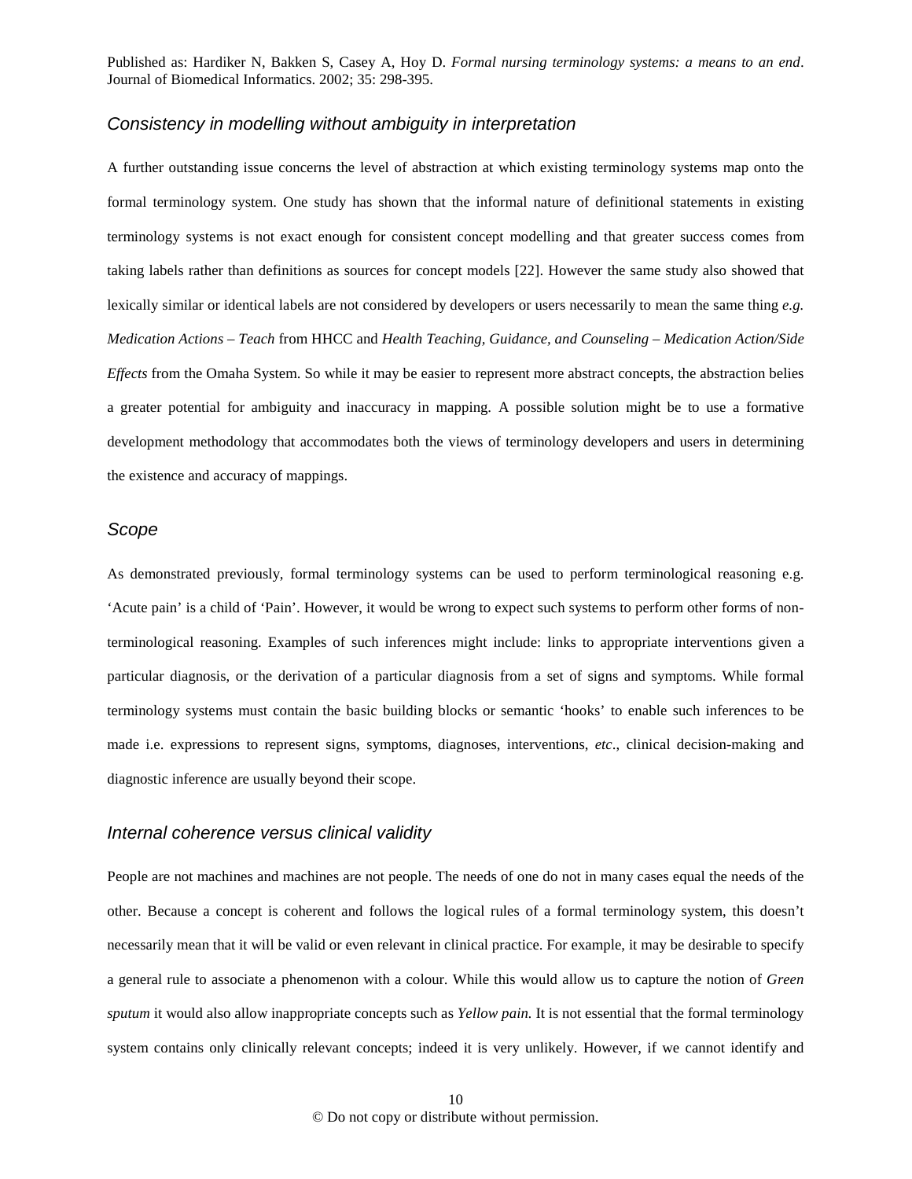## *Consistency in modelling without ambiguity in interpretation*

A further outstanding issue concerns the level of abstraction at which existing terminology systems map onto the formal terminology system. One study has shown that the informal nature of definitional statements in existing terminology systems is not exact enough for consistent concept modelling and that greater success comes from taking labels rather than definitions as sources for concept models [22]. However the same study also showed that lexically similar or identical labels are not considered by developers or users necessarily to mean the same thing *e.g. Medication Actions – Teach* from HHCC and *Health Teaching, Guidance, and Counseling – Medication Action/Side Effects* from the Omaha System. So while it may be easier to represent more abstract concepts, the abstraction belies a greater potential for ambiguity and inaccuracy in mapping. A possible solution might be to use a formative development methodology that accommodates both the views of terminology developers and users in determining the existence and accuracy of mappings.

## *Scope*

As demonstrated previously, formal terminology systems can be used to perform terminological reasoning e.g. 'Acute pain' is a child of 'Pain'. However, it would be wrong to expect such systems to perform other forms of non-terminological reasoning. Examples of such inferences might include: links to appropriate interventions given a particular diagnosis, or the derivation of a particular diagnosis from a set of signs and symptoms. While formal terminology systems must contain the basic building blocks or semantic 'hooks' to enable such inferences to be made i.e. expressions to represent signs, symptoms, diagnoses, interventions, *etc*., clinical decision-making and diagnostic inference are usually beyond their scope.

## *Internal coherence versus clinical validity*

People are not machines and machines are not people. The needs of one do not in many cases equal the needs of the other. Because a concept is coherent and follows the logical rules of a formal terminology system, this doesn't necessarily mean that it will be valid or even relevant in clinical practice. For example, it may be desirable to specify a general rule to associate a phenomenon with a colour. While this would allow us to capture the notion of *Green sputum* it would also allow inappropriate concepts such as *Yellow pain.* It is not essential that the formal terminology system contains only clinically relevant concepts; indeed it is very unlikely. However, if we cannot identify and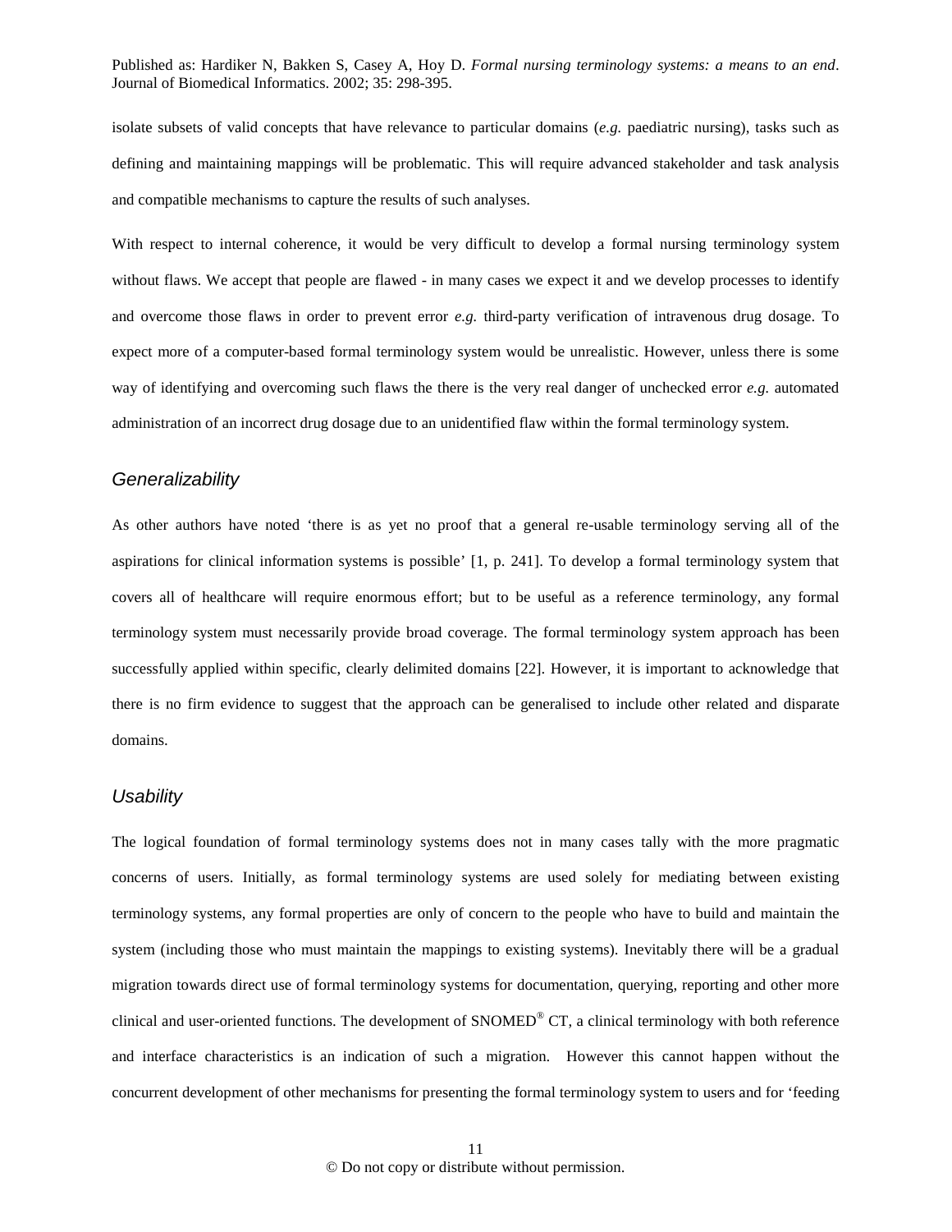isolate subsets of valid concepts that have relevance to particular domains (*e.g.* paediatric nursing), tasks such as defining and maintaining mappings will be problematic. This will require advanced stakeholder and task analysis and compatible mechanisms to capture the results of such analyses.

With respect to internal coherence, it would be very difficult to develop a formal nursing terminology system without flaws. We accept that people are flawed - in many cases we expect it and we develop processes to identify and overcome those flaws in order to prevent error *e.g.* third-party verification of intravenous drug dosage. To expect more of a computer-based formal terminology system would be unrealistic. However, unless there is some way of identifying and overcoming such flaws the there is the very real danger of unchecked error *e.g.* automated administration of an incorrect drug dosage due to an unidentified flaw within the formal terminology system.

### *Generalizability*

As other authors have noted 'there is as yet no proof that a general re-usable terminology serving all of the aspirations for clinical information systems is possible' [1, p. 241]. To develop a formal terminology system that covers all of healthcare will require enormous effort; but to be useful as a reference terminology, any formal terminology system must necessarily provide broad coverage. The formal terminology system approach has been successfully applied within specific, clearly delimited domains [22]. However, it is important to acknowledge that there is no firm evidence to suggest that the approach can be generalised to include other related and disparate domains.

### *Usability*

The logical foundation of formal terminology systems does not in many cases tally with the more pragmatic concerns of users. Initially, as formal terminology systems are used solely for mediating between existing terminology systems, any formal properties are only of concern to the people who have to build and maintain the system (including those who must maintain the mappings to existing systems). Inevitably there will be a gradual migration towards direct use of formal terminology systems for documentation, querying, reporting and other more clinical and user-oriented functions. The development of SNOMED® CT, a clinical terminology with both reference and interface characteristics is an indication of such a migration. However this cannot happen without the concurrent development of other mechanisms for presenting the formal terminology system to users and for 'feeding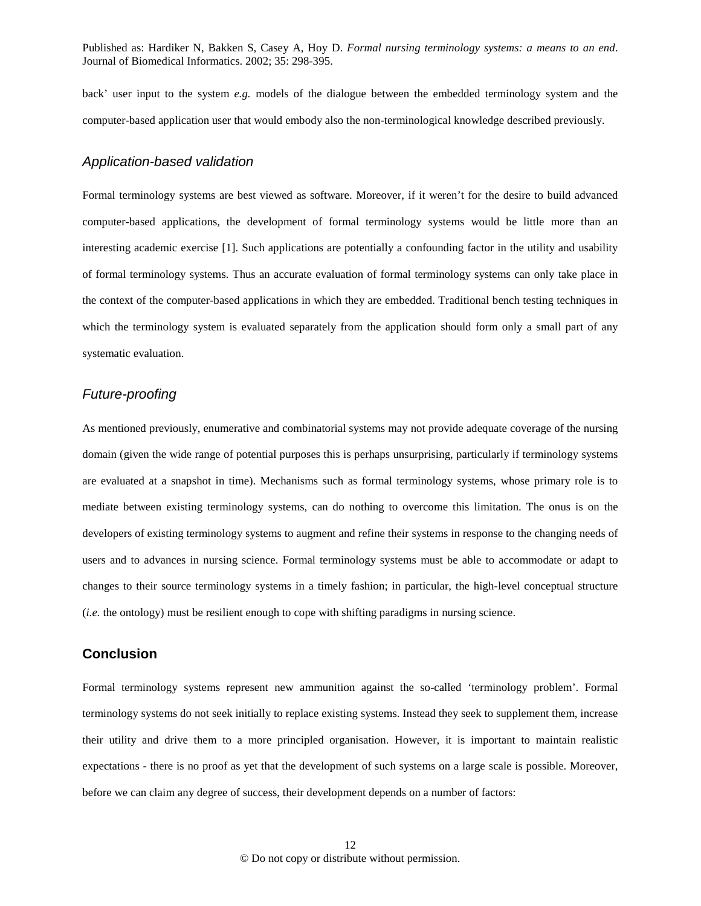back' user input to the system *e.g.* models of the dialogue between the embedded terminology system and the computer-based application user that would embody also the non-terminological knowledge described previously.

### *Application-based validation*

Formal terminology systems are best viewed as software. Moreover, if it weren't for the desire to build advanced computer-based applications, the development of formal terminology systems would be little more than an interesting academic exercise [1]. Such applications are potentially a confounding factor in the utility and usability of formal terminology systems. Thus an accurate evaluation of formal terminology systems can only take place in the context of the computer-based applications in which they are embedded. Traditional bench testing techniques in which the terminology system is evaluated separately from the application should form only a small part of any systematic evaluation.

### *Future-proofing*

As mentioned previously, enumerative and combinatorial systems may not provide adequate coverage of the nursing domain (given the wide range of potential purposes this is perhaps unsurprising, particularly if terminology systems are evaluated at a snapshot in time). Mechanisms such as formal terminology systems, whose primary role is to mediate between existing terminology systems, can do nothing to overcome this limitation. The onus is on the developers of existing terminology systems to augment and refine their systems in response to the changing needs of users and to advances in nursing science. Formal terminology systems must be able to accommodate or adapt to changes to their source terminology systems in a timely fashion; in particular, the high-level conceptual structure (*i.e.* the ontology) must be resilient enough to cope with shifting paradigms in nursing science.

## Conclusion

Formal terminology systems represent new ammunition against the so-called 'terminology problem'. Formal terminology systems do not seek initially to replace existing systems. Instead they seek to supplement them, increase their utility and drive them to a more principled organisation. However, it is important to maintain realistic expectations - there is no proof as yet that the development of such systems on a large scale is possible. Moreover, before we can claim any degree of success, their development depends on a number of factors: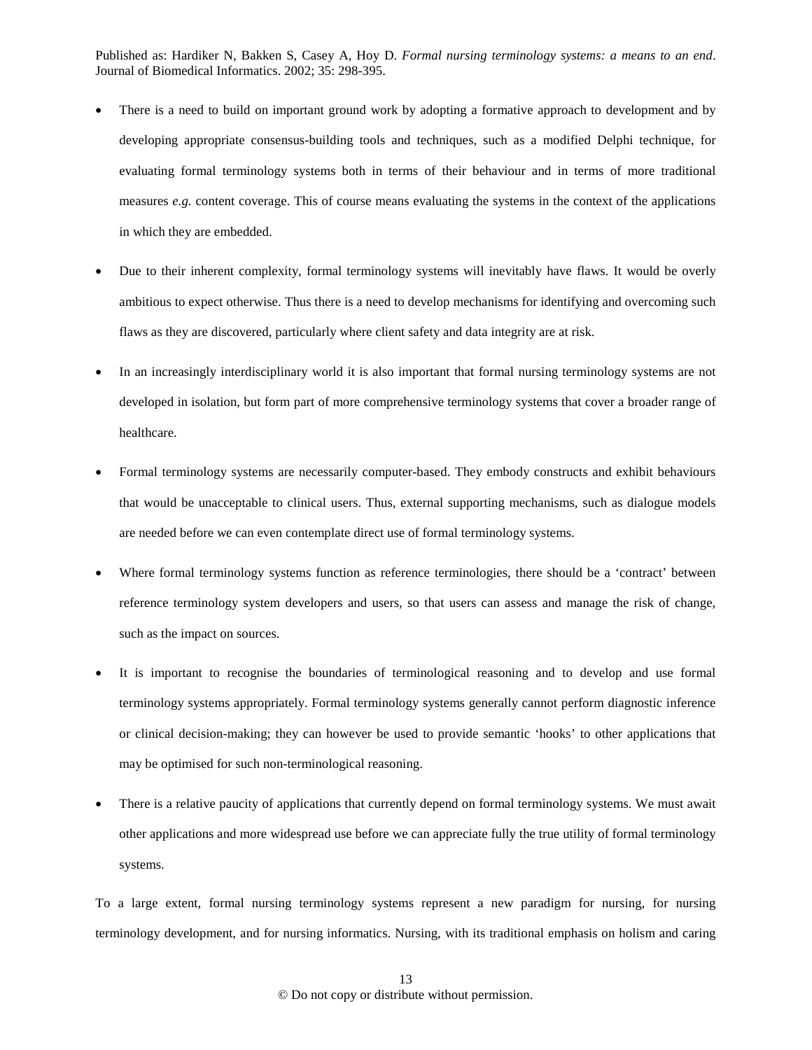- There is a need to build on important ground work by adopting a formative approach to development and by developing appropriate consensus-building tools and techniques, such as a modified Delphi technique, for evaluating formal terminology systems both in terms of their behaviour and in terms of more traditional measures *e.g.* content coverage. This of course means evaluating the systems in the context of the applications in which they are embedded.

- Due to their inherent complexity, formal terminology systems will inevitably have flaws. It would be overly ambitious to expect otherwise. Thus there is a need to develop mechanisms for identifying and overcoming such flaws as they are discovered, particularly where client safety and data integrity are at risk.

- In an increasingly interdisciplinary world it is also important that formal nursing terminology systems are not developed in isolation, but form part of more comprehensive terminology systems that cover a broader range of healthcare.

- Formal terminology systems are necessarily computer-based. They embody constructs and exhibit behaviours that would be unacceptable to clinical users. Thus, external supporting mechanisms, such as dialogue models are needed before we can even contemplate direct use of formal terminology systems.

- Where formal terminology systems function as reference terminologies, there should be a 'contract' between reference terminology system developers and users, so that users can assess and manage the risk of change, such as the impact on sources.

- It is important to recognise the boundaries of terminological reasoning and to develop and use formal terminology systems appropriately. Formal terminology systems generally cannot perform diagnostic inference or clinical decision-making; they can however be used to provide semantic 'hooks' to other applications that may be optimised for such non-terminological reasoning.

- There is a relative paucity of applications that currently depend on formal terminology systems. We must await other applications and more widespread use before we can appreciate fully the true utility of formal terminology systems.

To a large extent, formal nursing terminology systems represent a new paradigm for nursing, for nursing terminology development, and for nursing informatics. Nursing, with its traditional emphasis on holism and caring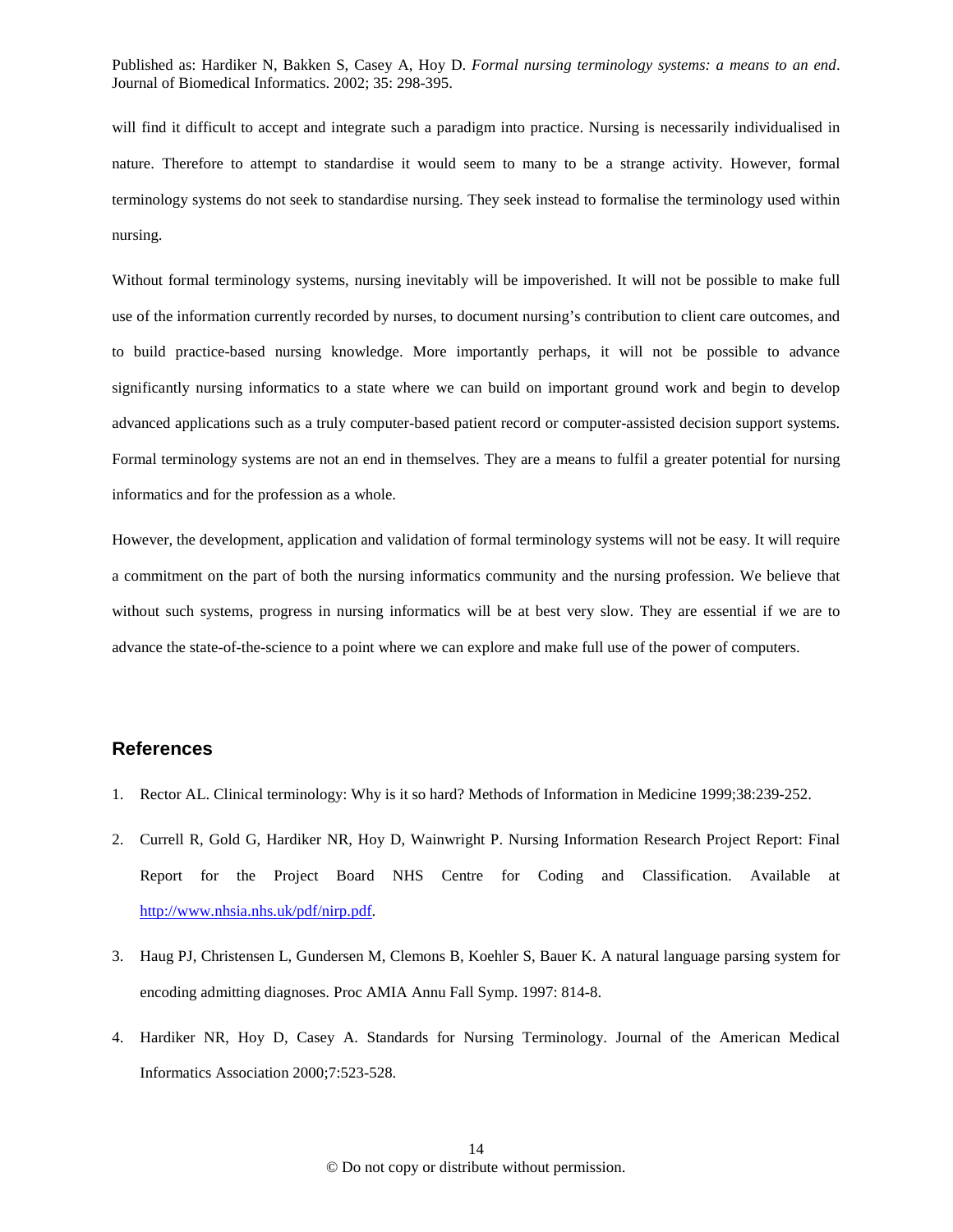will find it difficult to accept and integrate such a paradigm into practice. Nursing is necessarily individualised in nature. Therefore to attempt to standardise it would seem to many to be a strange activity. However, formal terminology systems do not seek to standardise nursing. They seek instead to formalise the terminology used within nursing.

Without formal terminology systems, nursing inevitably will be impoverished. It will not be possible to make full use of the information currently recorded by nurses, to document nursing's contribution to client care outcomes, and to build practice-based nursing knowledge. More importantly perhaps, it will not be possible to advance significantly nursing informatics to a state where we can build on important ground work and begin to develop advanced applications such as a truly computer-based patient record or computer-assisted decision support systems. Formal terminology systems are not an end in themselves. They are a means to fulfil a greater potential for nursing informatics and for the profession as a whole.

However, the development, application and validation of formal terminology systems will not be easy. It will require a commitment on the part of both the nursing informatics community and the nursing profession. We believe that without such systems, progress in nursing informatics will be at best very slow. They are essential if we are to advance the state-of-the-science to a point where we can explore and make full use of the power of computers.

## References

1. Rector AL. Clinical terminology: Why is it so hard? Methods of Information in Medicine 1999;38:239-252.
2. Currell R, Gold G, Hardiker NR, Hoy D, Wainwright P. Nursing Information Research Project Report: Final Report for the Project Board NHS Centre for Coding and Classification. Available at http://www.nhsia.nhs.uk/pdf/nirp.pdf.
3. Haug PJ, Christensen L, Gundersen M, Clemons B, Koehler S, Bauer K. A natural language parsing system for encoding admitting diagnoses. Proc AMIA Annu Fall Symp. 1997: 814-8.
4. Hardiker NR, Hoy D, Casey A. Standards for Nursing Terminology. Journal of the American Medical Informatics Association 2000;7:523-528.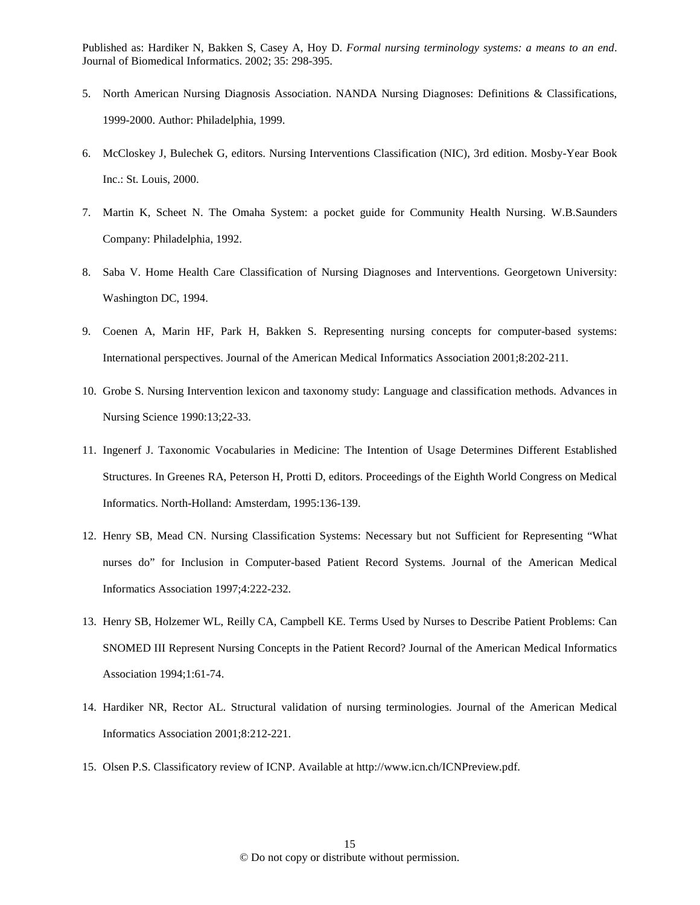5. North American Nursing Diagnosis Association. NANDA Nursing Diagnoses: Definitions & Classifications, 1999-2000. Author: Philadelphia, 1999.

6. McCloskey J, Bulechek G, editors. Nursing Interventions Classification (NIC), 3rd edition. Mosby-Year Book Inc.: St. Louis, 2000.

7. Martin K, Scheet N. The Omaha System: a pocket guide for Community Health Nursing. W.B.Saunders Company: Philadelphia, 1992.

8. Saba V. Home Health Care Classification of Nursing Diagnoses and Interventions. Georgetown University: Washington DC, 1994.

9. Coenen A, Marin HF, Park H, Bakken S. Representing nursing concepts for computer-based systems: International perspectives. Journal of the American Medical Informatics Association 2001;8:202-211.

10. Grobe S. Nursing Intervention lexicon and taxonomy study: Language and classification methods. Advances in Nursing Science 1990:13;22-33.

11. Ingenerf J. Taxonomic Vocabularies in Medicine: The Intention of Usage Determines Different Established Structures. In Greenes RA, Peterson H, Protti D, editors. Proceedings of the Eighth World Congress on Medical Informatics. North-Holland: Amsterdam, 1995:136-139.

12. Henry SB, Mead CN. Nursing Classification Systems: Necessary but not Sufficient for Representing "What nurses do" for Inclusion in Computer-based Patient Record Systems. Journal of the American Medical Informatics Association 1997;4:222-232.

13. Henry SB, Holzemer WL, Reilly CA, Campbell KE. Terms Used by Nurses to Describe Patient Problems: Can SNOMED III Represent Nursing Concepts in the Patient Record? Journal of the American Medical Informatics Association 1994;1:61-74.

14. Hardiker NR, Rector AL. Structural validation of nursing terminologies. Journal of the American Medical Informatics Association 2001;8:212-221.

15. Olsen P.S. Classificatory review of ICNP. Available at http://www.icn.ch/ICNPreview.pdf.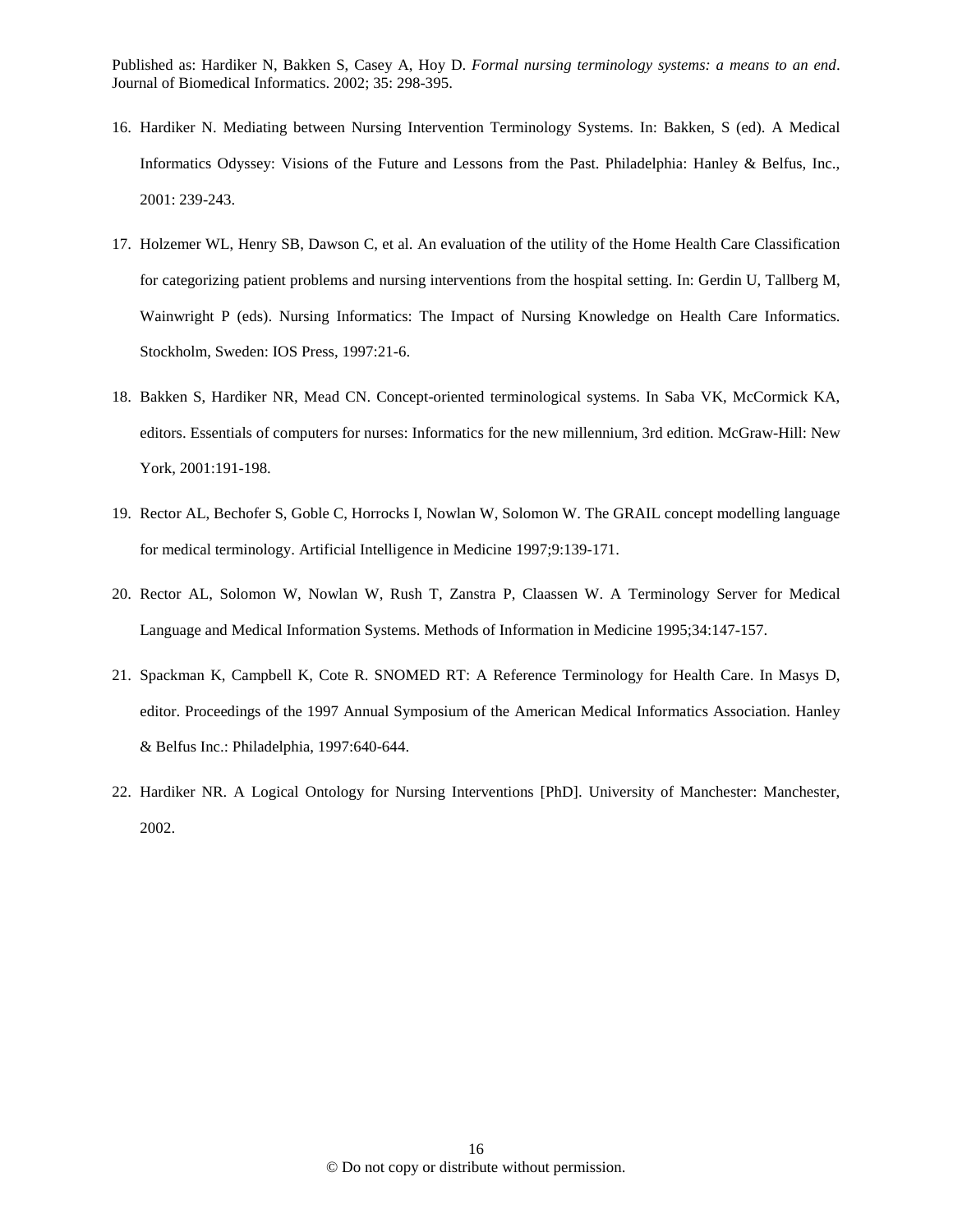16. Hardiker N. Mediating between Nursing Intervention Terminology Systems. In: Bakken, S (ed). A Medical Informatics Odyssey: Visions of the Future and Lessons from the Past. Philadelphia: Hanley & Belfus, Inc., 2001: 239-243.

17. Holzemer WL, Henry SB, Dawson C, et al. An evaluation of the utility of the Home Health Care Classification for categorizing patient problems and nursing interventions from the hospital setting. In: Gerdin U, Tallberg M, Wainwright P (eds). Nursing Informatics: The Impact of Nursing Knowledge on Health Care Informatics. Stockholm, Sweden: IOS Press, 1997:21-6.

18. Bakken S, Hardiker NR, Mead CN. Concept-oriented terminological systems. In Saba VK, McCormick KA, editors. Essentials of computers for nurses: Informatics for the new millennium, 3rd edition. McGraw-Hill: New York, 2001:191-198.

19. Rector AL, Bechofer S, Goble C, Horrocks I, Nowlan W, Solomon W. The GRAIL concept modelling language for medical terminology. Artificial Intelligence in Medicine 1997;9:139-171.

20. Rector AL, Solomon W, Nowlan W, Rush T, Zanstra P, Claassen W. A Terminology Server for Medical Language and Medical Information Systems. Methods of Information in Medicine 1995;34:147-157.

21. Spackman K, Campbell K, Cote R. SNOMED RT: A Reference Terminology for Health Care. In Masys D, editor. Proceedings of the 1997 Annual Symposium of the American Medical Informatics Association. Hanley & Belfus Inc.: Philadelphia, 1997:640-644.

22. Hardiker NR. A Logical Ontology for Nursing Interventions [PhD]. University of Manchester: Manchester, 2002.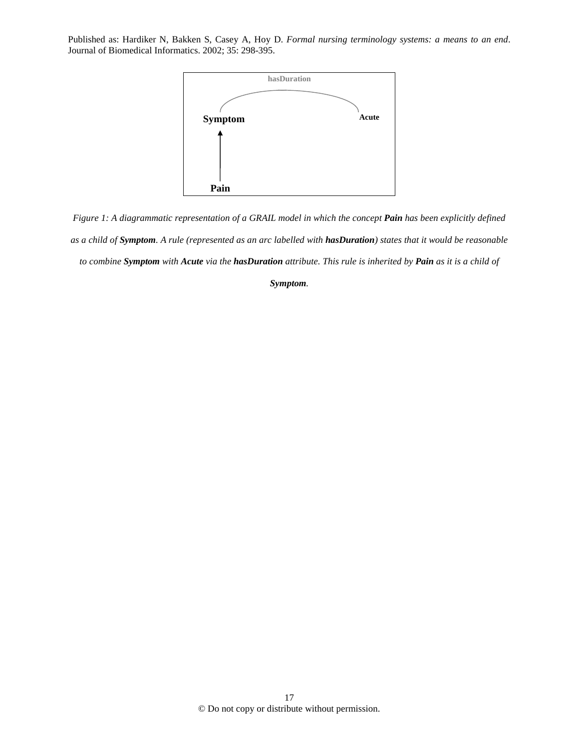Symptom

hasDuration

Acute

Pain

*Figure 1: A diagrammatic representation of a GRAIL model in which the concept **Pain** has been explicitly defined as a child of **Symptom**. A rule (represented as an arc labelled with **hasDuration**) states that it would be reasonable to combine **Symptom** with **Acute** via the **hasDuration** attribute. This rule is inherited by **Pain** as it is a child of **Symptom**.*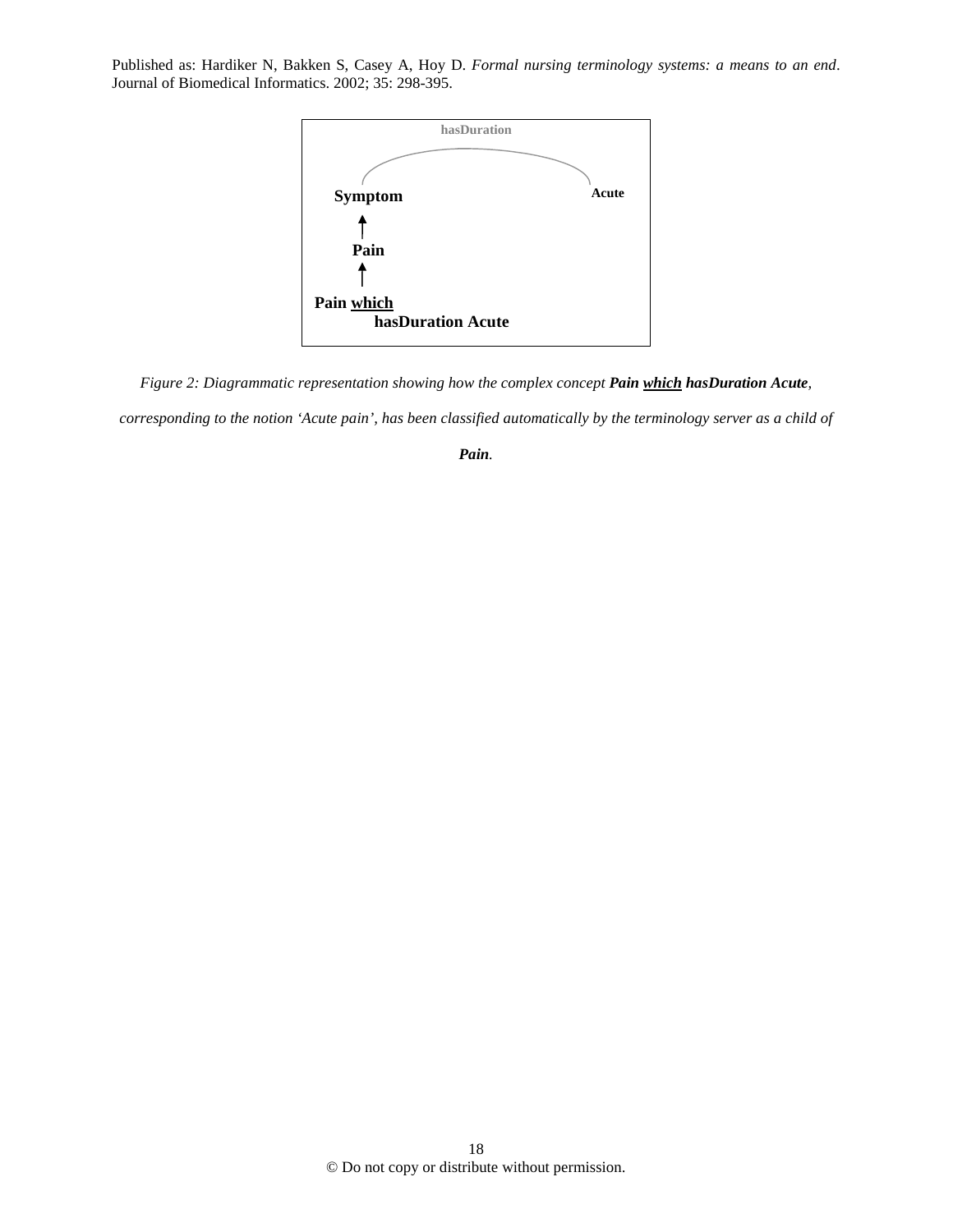*Figure 2: Diagrammatic representation showing how the complex concept **Pain <u>which</u> hasDuration Acute**, corresponding to the notion 'Acute pain', has been classified automatically by the terminology server as a child of **Pain**.*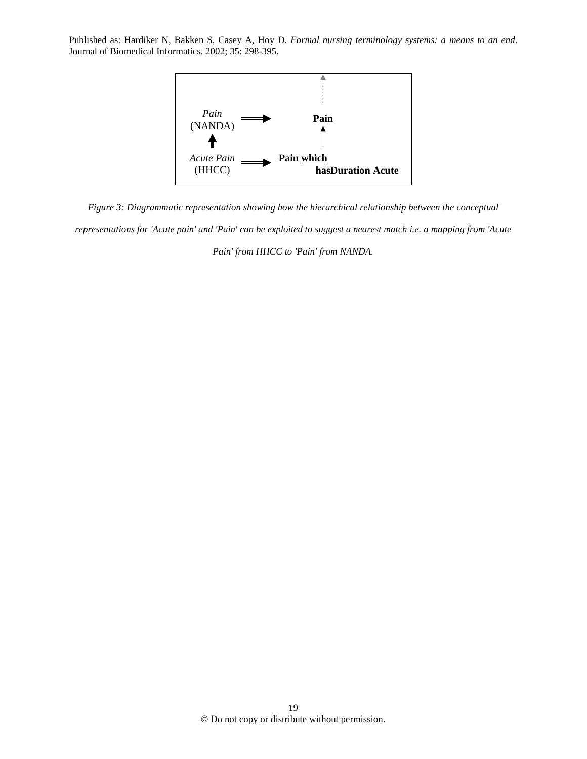Pain
(NANDA)

Pain

Acute Pain
(HHCC)

Pain which
hasDuration Acute

*Figure 3: Diagrammatic representation showing how the hierarchical relationship between the conceptual representations for 'Acute pain' and 'Pain' can be exploited to suggest a nearest match i.e. a mapping from 'Acute Pain' from HHCC to 'Pain' from NANDA.*